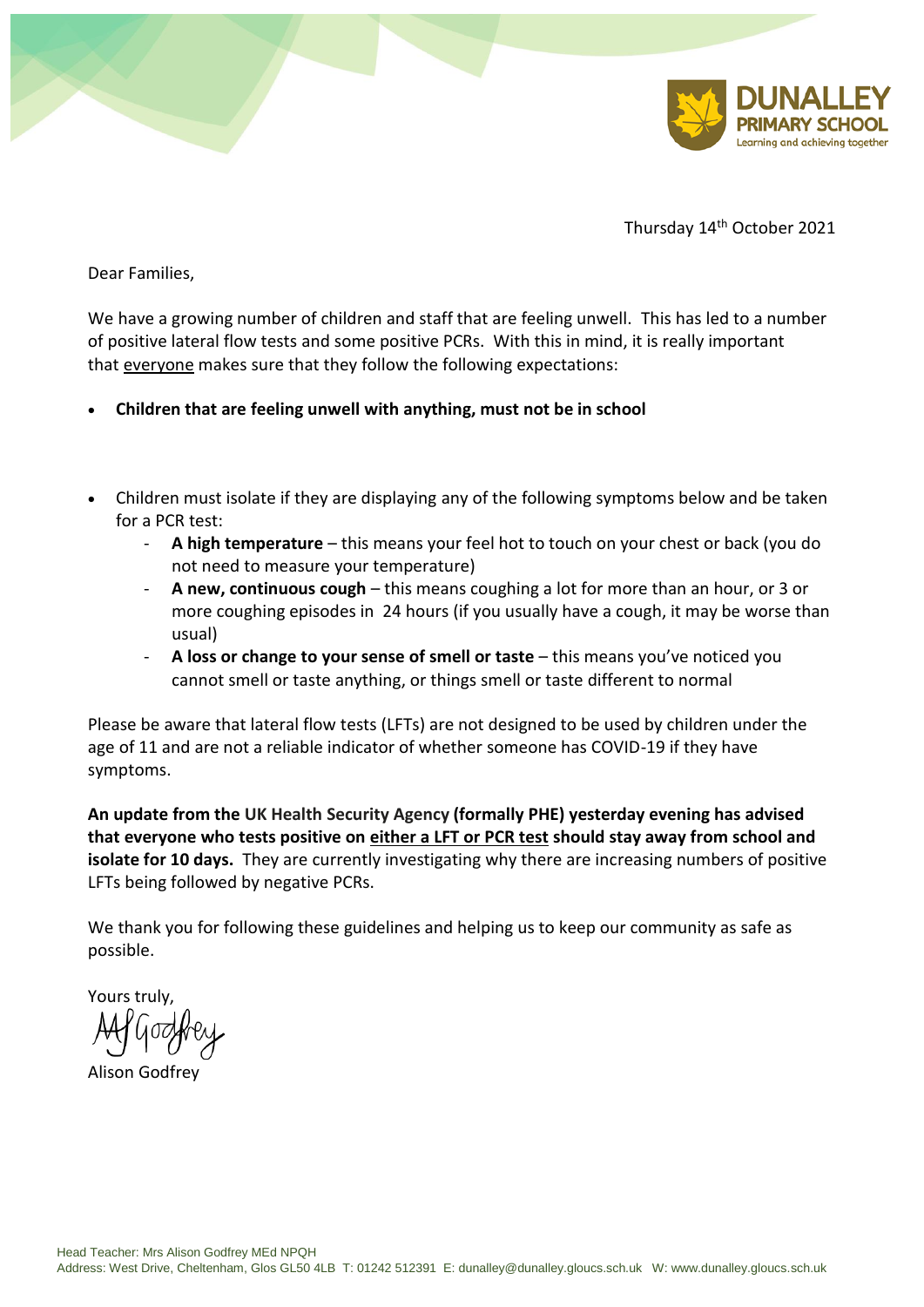**DUNALLEY PRIMARY SCHOOL**
Learning and achieving together

Thursday 14th October 2021

Dear Families,

We have a growing number of children and staff that are feeling unwell. This has led to a number of positive lateral flow tests and some positive PCRs. With this in mind, it is really important that everyone makes sure that they follow the following expectations:

- **Children that are feeling unwell with anything, must not be in school**

- Children must isolate if they are displaying any of the following symptoms below and be taken for a PCR test:
  - **A high temperature** – this means your feel hot to touch on your chest or back (you do not need to measure your temperature)
  - **A new, continuous cough** – this means coughing a lot for more than an hour, or 3 or more coughing episodes in 24 hours (if you usually have a cough, it may be worse than usual)
  - **A loss or change to your sense of smell or taste** – this means you've noticed you cannot smell or taste anything, or things smell or taste different to normal

Please be aware that lateral flow tests (LFTs) are not designed to be used by children under the age of 11 and are not a reliable indicator of whether someone has COVID-19 if they have symptoms.

**An update from the UK Health Security Agency (formally PHE) yesterday evening has advised that everyone who tests positive on either a LFT or PCR test should stay away from school and isolate for 10 days.** They are currently investigating why there are increasing numbers of positive LFTs being followed by negative PCRs.

We thank you for following these guidelines and helping us to keep our community as safe as possible.

Yours truly,

AJ Godfrey

Alison Godfrey

Head Teacher: Mrs Alison Godfrey MEd NPQH
Address: West Drive, Cheltenham, Glos GL50 4LB T: 01242 512391 E: dunalley@dunalley.gloucs.sch.uk W: www.dunalley.gloucs.sch.uk